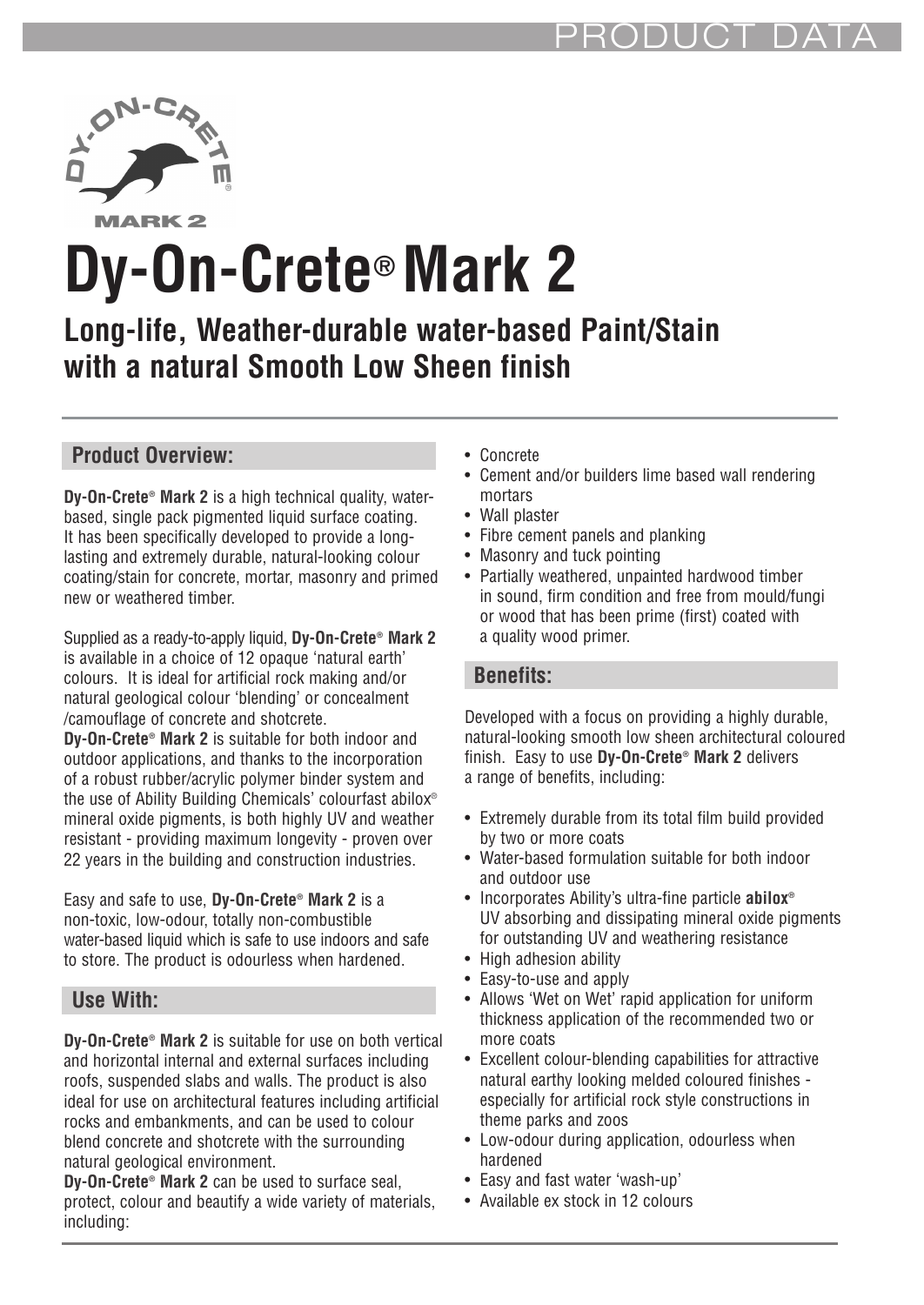# Dy-On-Crete® Mark 2

## Long-life, Weather-durable water-based Paint/Stain with a natural Smooth Low Sheen finish

### Product Overview:

**Dy-On-Crete® Mark 2** is a high technical quality, water-based, single pack pigmented liquid surface coating. It has been specifically developed to provide a long-lasting and extremely durable, natural-looking colour coating/stain for concrete, mortar, masonry and primed new or weathered timber.

Supplied as a ready-to-apply liquid, **Dy-On-Crete® Mark 2** is available in a choice of 12 opaque 'natural earth' colours. It is ideal for artificial rock making and/or natural geological colour 'blending' or concealment /camouflage of concrete and shotcrete.

**Dy-On-Crete® Mark 2** is suitable for both indoor and outdoor applications, and thanks to the incorporation of a robust rubber/acrylic polymer binder system and the use of Ability Building Chemicals' colourfast abilox® mineral oxide pigments, is both highly UV and weather resistant - providing maximum longevity - proven over 22 years in the building and construction industries.

Easy and safe to use, **Dy-On-Crete® Mark 2** is a non-toxic, low-odour, totally non-combustible water-based liquid which is safe to use indoors and safe to store. The product is odourless when hardened.

### Use With:

**Dy-On-Crete® Mark 2** is suitable for use on both vertical and horizontal internal and external surfaces including roofs, suspended slabs and walls. The product is also ideal for use on architectural features including artificial rocks and embankments, and can be used to colour blend concrete and shotcrete with the surrounding natural geological environment.

**Dy-On-Crete® Mark 2** can be used to surface seal, protect, colour and beautify a wide variety of materials, including:

- Concrete
- Cement and/or builders lime based wall rendering mortars
- Wall plaster
- Fibre cement panels and planking
- Masonry and tuck pointing
- Partially weathered, unpainted hardwood timber in sound, firm condition and free from mould/fungi or wood that has been prime (first) coated with a quality wood primer.

### Benefits:

Developed with a focus on providing a highly durable, natural-looking smooth low sheen architectural coloured finish. Easy to use **Dy-On-Crete® Mark 2** delivers a range of benefits, including:

- Extremely durable from its total film build provided by two or more coats
- Water-based formulation suitable for both indoor and outdoor use
- Incorporates Ability's ultra-fine particle **abilox®** UV absorbing and dissipating mineral oxide pigments for outstanding UV and weathering resistance
- High adhesion ability
- Easy-to-use and apply
- Allows 'Wet on Wet' rapid application for uniform thickness application of the recommended two or more coats
- Excellent colour-blending capabilities for attractive natural earthy looking melded coloured finishes - especially for artificial rock style constructions in theme parks and zoos
- Low-odour during application, odourless when hardened
- Easy and fast water 'wash-up'
- Available ex stock in 12 colours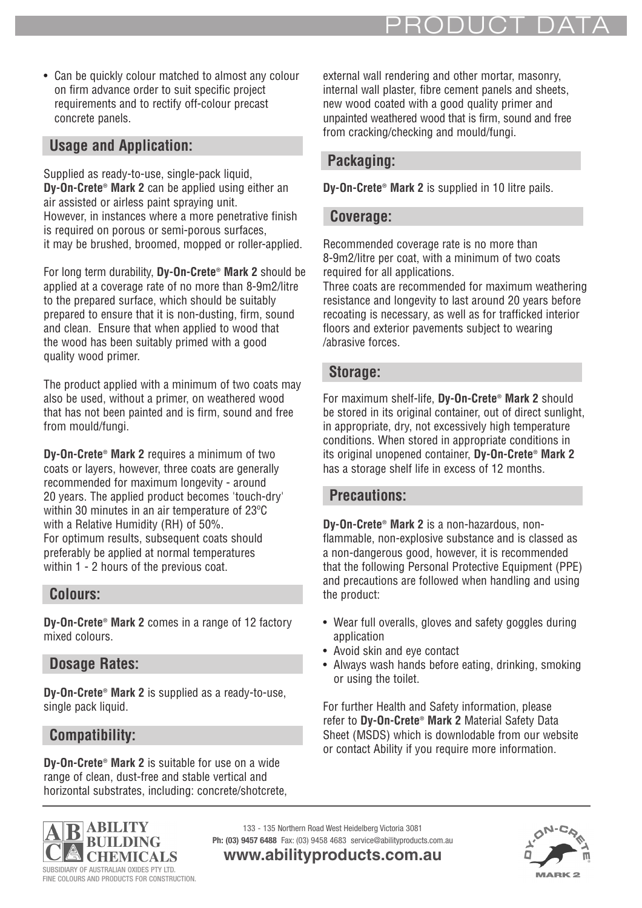- Can be quickly colour matched to almost any colour on firm advance order to suit specific project requirements and to rectify off-colour precast concrete panels.

## Usage and Application:

Supplied as ready-to-use, single-pack liquid, **Dy-On-Crete® Mark 2** can be applied using either an air assisted or airless paint spraying unit. However, in instances where a more penetrative finish is required on porous or semi-porous surfaces, it may be brushed, broomed, mopped or roller-applied.

For long term durability, **Dy-On-Crete® Mark 2** should be applied at a coverage rate of no more than 8-9m2/litre to the prepared surface, which should be suitably prepared to ensure that it is non-dusting, firm, sound and clean. Ensure that when applied to wood that the wood has been suitably primed with a good quality wood primer.

The product applied with a minimum of two coats may also be used, without a primer, on weathered wood that has not been painted and is firm, sound and free from mould/fungi.

**Dy-On-Crete® Mark 2** requires a minimum of two coats or layers, however, three coats are generally recommended for maximum longevity - around 20 years. The applied product becomes 'touch-dry' within 30 minutes in an air temperature of 23ºC with a Relative Humidity (RH) of 50%. For optimum results, subsequent coats should preferably be applied at normal temperatures within 1 - 2 hours of the previous coat.

## Colours:

**Dy-On-Crete® Mark 2** comes in a range of 12 factory mixed colours.

## Dosage Rates:

**Dy-On-Crete® Mark 2** is supplied as a ready-to-use, single pack liquid.

## Compatibility:

**Dy-On-Crete® Mark 2** is suitable for use on a wide range of clean, dust-free and stable vertical and horizontal substrates, including: concrete/shotcrete, external wall rendering and other mortar, masonry, internal wall plaster, fibre cement panels and sheets, new wood coated with a good quality primer and unpainted weathered wood that is firm, sound and free from cracking/checking and mould/fungi.

## Packaging:

**Dy-On-Crete® Mark 2** is supplied in 10 litre pails.

## Coverage:

Recommended coverage rate is no more than 8-9m2/litre per coat, with a minimum of two coats required for all applications.
Three coats are recommended for maximum weathering resistance and longevity to last around 20 years before recoating is necessary, as well as for trafficked interior floors and exterior pavements subject to wearing /abrasive forces.

## Storage:

For maximum shelf-life, **Dy-On-Crete® Mark 2** should be stored in its original container, out of direct sunlight, in appropriate, dry, not excessively high temperature conditions. When stored in appropriate conditions in its original unopened container, **Dy-On-Crete® Mark 2** has a storage shelf life in excess of 12 months.

## Precautions:

**Dy-On-Crete® Mark 2** is a non-hazardous, non-flammable, non-explosive substance and is classed as a non-dangerous good, however, it is recommended that the following Personal Protective Equipment (PPE) and precautions are followed when handling and using the product:

- Wear full overalls, gloves and safety goggles during application
- Avoid skin and eye contact
- Always wash hands before eating, drinking, smoking or using the toilet.

For further Health and Safety information, please refer to **Dy-On-Crete® Mark 2** Material Safety Data Sheet (MSDS) which is downlodable from our website or contact Ability if you require more information.

ABILITY BUILDING CHEMICALS
SUBSIDIARY OF AUSTRALIAN OXIDES PTY LTD.
FINE COLOURS AND PRODUCTS FOR CONSTRUCTION.

133 - 135 Northern Road West Heidelberg Victoria 3081
**Ph: (03) 9457 6488** Fax: (03) 9458 4683 service@abilityproducts.com.au
**www.abilityproducts.com.au**

DY-ON-CRETE® MARK 2